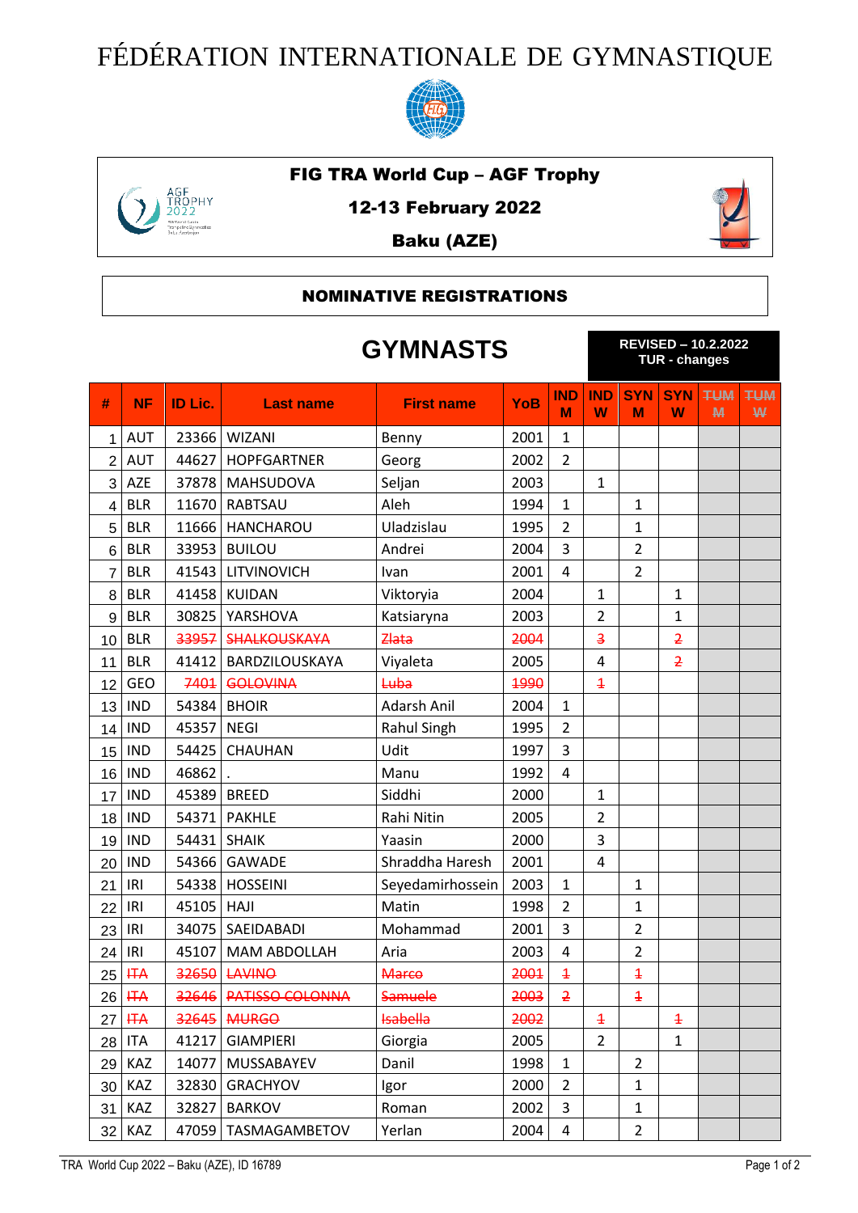# FÉDÉRATION INTERNATIONALE DE GYMNASTIQUE

**FIG TRA World Cup – AGF Trophy**

**12-13 February 2022**

**Baku (AZE)**

## NOMINATIVE REGISTRATIONS

## GYMNASTS

**REVISED – 10.2.2022**
**TUR - changes**

| # | NF | ID Lic. | Last name | First name | YoB | IND M | IND W | SYN M | SYN W | ~~TUM M~~ | ~~TUM W~~ |
|---|---|---|---|---|---|---|---|---|---|---|---|
| 1 | AUT | 23366 | WIZANI | Benny | 2001 | 1 | | | | | |
| 2 | AUT | 44627 | HOPFGARTNER | Georg | 2002 | 2 | | | | | |
| 3 | AZE | 37878 | MAHSUDOVA | Seljan | 2003 | | 1 | | | | |
| 4 | BLR | 11670 | RABTSAU | Aleh | 1994 | 1 | | 1 | | | |
| 5 | BLR | 11666 | HANCHAROU | Uladzislau | 1995 | 2 | | 1 | | | |
| 6 | BLR | 33953 | BUILOU | Andrei | 2004 | 3 | | 2 | | | |
| 7 | BLR | 41543 | LITVINOVICH | Ivan | 2001 | 4 | | 2 | | | |
| 8 | BLR | 41458 | KUIDAN | Viktoryia | 2004 | | 1 | | 1 | | |
| 9 | BLR | 30825 | YARSHOVA | Katsiaryna | 2003 | | 2 | | 1 | | |
| 10 | BLR | ~~33957~~ | ~~SHALKOUSKAYA~~ | ~~Zlata~~ | ~~2004~~ | | ~~3~~ | | ~~2~~ | | |
| 11 | BLR | 41412 | BARDZILOUSKAYA | Viyaleta | 2005 | | 4 | | ~~2~~ | | |
| 12 | GEO | ~~7401~~ | ~~GOLOVINA~~ | ~~Luba~~ | ~~1990~~ | | ~~1~~ | | | | |
| 13 | IND | 54384 | BHOIR | Adarsh Anil | 2004 | 1 | | | | | |
| 14 | IND | 45357 | NEGI | Rahul Singh | 1995 | 2 | | | | | |
| 15 | IND | 54425 | CHAUHAN | Udit | 1997 | 3 | | | | | |
| 16 | IND | 46862 | . | Manu | 1992 | 4 | | | | | |
| 17 | IND | 45389 | BREED | Siddhi | 2000 | | 1 | | | | |
| 18 | IND | 54371 | PAKHLE | Rahi Nitin | 2005 | | 2 | | | | |
| 19 | IND | 54431 | SHAIK | Yaasin | 2000 | | 3 | | | | |
| 20 | IND | 54366 | GAWADE | Shraddha Haresh | 2001 | | 4 | | | | |
| 21 | IRI | 54338 | HOSSEINI | Seyedamirhossein | 2003 | 1 | | 1 | | | |
| 22 | IRI | 45105 | HAJI | Matin | 1998 | 2 | | 1 | | | |
| 23 | IRI | 34075 | SAEIDABADI | Mohammad | 2001 | 3 | | 2 | | | |
| 24 | IRI | 45107 | MAM ABDOLLAH | Aria | 2003 | 4 | | 2 | | | |
| 25 | ~~ITA~~ | ~~32650~~ | ~~LAVINO~~ | ~~Marco~~ | ~~2001~~ | ~~1~~ | | ~~1~~ | | | |
| 26 | ~~ITA~~ | ~~32646~~ | ~~PATISSO COLONNA~~ | ~~Samuele~~ | ~~2003~~ | ~~2~~ | | ~~1~~ | | | |
| 27 | ~~ITA~~ | ~~32645~~ | ~~MURGO~~ | ~~Isabella~~ | ~~2002~~ | | ~~1~~ | | ~~1~~ | | |
| 28 | ITA | 41217 | GIAMPIERI | Giorgia | 2005 | | 2 | | 1 | | |
| 29 | KAZ | 14077 | MUSSABAYEV | Danil | 1998 | 1 | | 2 | | | |
| 30 | KAZ | 32830 | GRACHYOV | Igor | 2000 | 2 | | 1 | | | |
| 31 | KAZ | 32827 | BARKOV | Roman | 2002 | 3 | | 1 | | | |
| 32 | KAZ | 47059 | TASMAGAMBETOV | Yerlan | 2004 | 4 | | 2 | | | |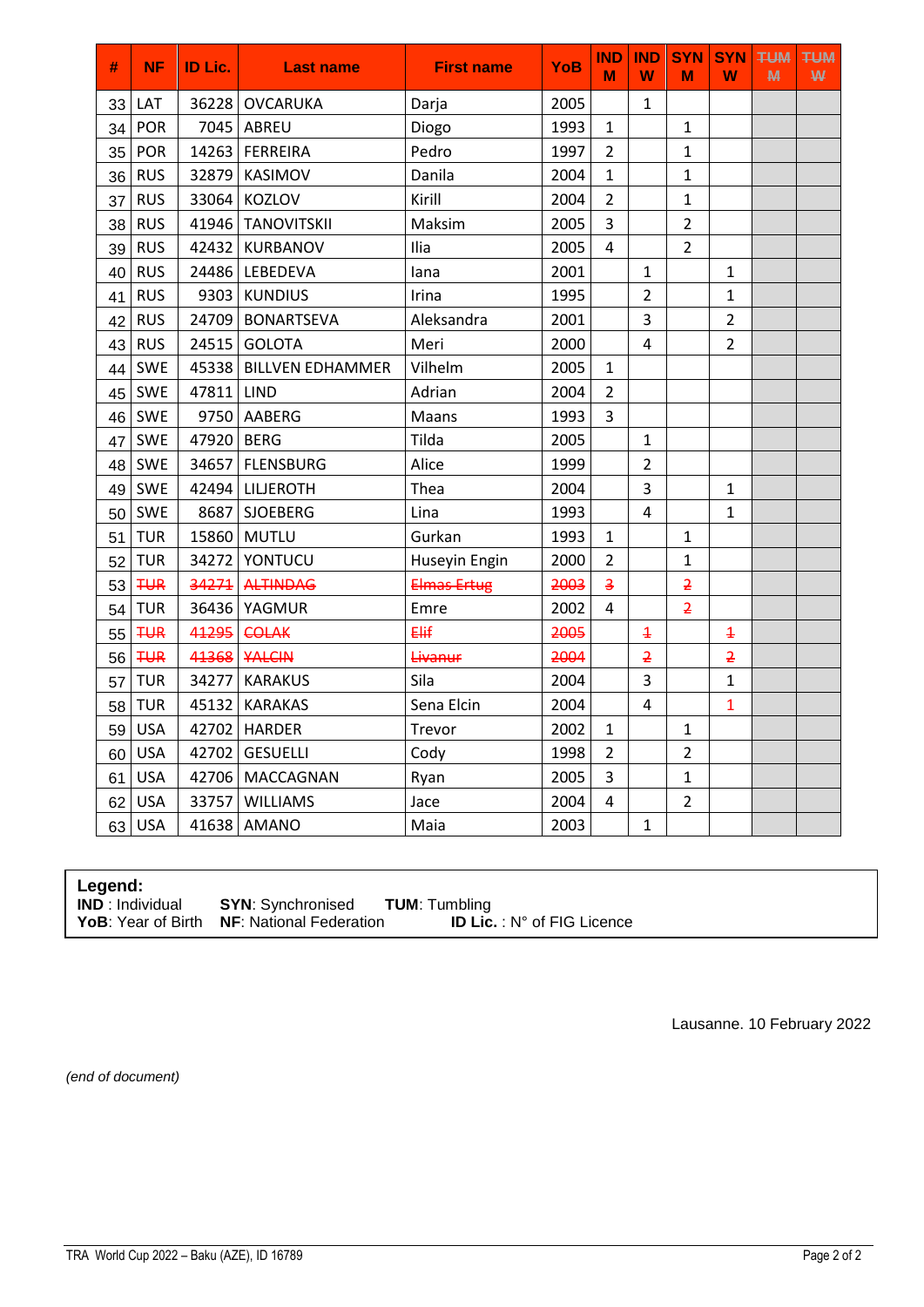| # | NF | ID Lic. | Last name | First name | YoB | IND M | IND W | SYN M | SYN W | ~~TUM M~~ | ~~TUM W~~ |
|---|---|---|---|---|---|---|---|---|---|---|---|
| 33 | LAT | 36228 | OVCARUKA | Darja | 2005 | | 1 | | | | |
| 34 | POR | 7045 | ABREU | Diogo | 1993 | 1 | | 1 | | | |
| 35 | POR | 14263 | FERREIRA | Pedro | 1997 | 2 | | 1 | | | |
| 36 | RUS | 32879 | KASIMOV | Danila | 2004 | 1 | | 1 | | | |
| 37 | RUS | 33064 | KOZLOV | Kirill | 2004 | 2 | | 1 | | | |
| 38 | RUS | 41946 | TANOVITSKII | Maksim | 2005 | 3 | | 2 | | | |
| 39 | RUS | 42432 | KURBANOV | Ilia | 2005 | 4 | | 2 | | | |
| 40 | RUS | 24486 | LEBEDEVA | Iana | 2001 | | 1 | | 1 | | |
| 41 | RUS | 9303 | KUNDIUS | Irina | 1995 | | 2 | | 1 | | |
| 42 | RUS | 24709 | BONARTSEVA | Aleksandra | 2001 | | 3 | | 2 | | |
| 43 | RUS | 24515 | GOLOTA | Meri | 2000 | | 4 | | 2 | | |
| 44 | SWE | 45338 | BILLVEN EDHAMMER | Vilhelm | 2005 | 1 | | | | | |
| 45 | SWE | 47811 | LIND | Adrian | 2004 | 2 | | | | | |
| 46 | SWE | 9750 | AABERG | Maans | 1993 | 3 | | | | | |
| 47 | SWE | 47920 | BERG | Tilda | 2005 | | 1 | | | | |
| 48 | SWE | 34657 | FLENSBURG | Alice | 1999 | | 2 | | | | |
| 49 | SWE | 42494 | LILJEROTH | Thea | 2004 | | 3 | | 1 | | |
| 50 | SWE | 8687 | SJOEBERG | Lina | 1993 | | 4 | | 1 | | |
| 51 | TUR | 15860 | MUTLU | Gurkan | 1993 | 1 | | 1 | | | |
| 52 | TUR | 34272 | YONTUCU | Huseyin Engin | 2000 | 2 | | 1 | | | |
| 53 | ~~TUR~~ | ~~34271~~ | ~~ALTINDAG~~ | ~~Elmas Ertug~~ | ~~2003~~ | ~~3~~ | | ~~2~~ | | | |
| 54 | TUR | 36436 | YAGMUR | Emre | 2002 | 4 | | 2 | | | |
| 55 | ~~TUR~~ | ~~41295~~ | ~~COLAK~~ | ~~Elif~~ | ~~2005~~ | | ~~1~~ | | ~~1~~ | | |
| 56 | ~~TUR~~ | ~~41368~~ | ~~YALCIN~~ | ~~Livanur~~ | ~~2004~~ | | ~~2~~ | | ~~2~~ | | |
| 57 | TUR | 34277 | KARAKUS | Sila | 2004 | | 3 | | 1 | | |
| 58 | TUR | 45132 | KARAKAS | Sena Elcin | 2004 | | 4 | | 1 | | |
| 59 | USA | 42702 | HARDER | Trevor | 2002 | 1 | | 1 | | | |
| 60 | USA | 42702 | GESUELLI | Cody | 1998 | 2 | | 2 | | | |
| 61 | USA | 42706 | MACCAGNAN | Ryan | 2005 | 3 | | 1 | | | |
| 62 | USA | 33757 | WILLIAMS | Jace | 2004 | 4 | | 2 | | | |
| 63 | USA | 41638 | AMANO | Maia | 2003 | | 1 | | | | |

**Legend:**
**IND** : Individual  **SYN**: Synchronised  **TUM**: Tumbling
**YoB**: Year of Birth  **NF**: National Federation  **ID Lic.** : N° of FIG Licence

Lausanne. 10 February 2022

*(end of document)*